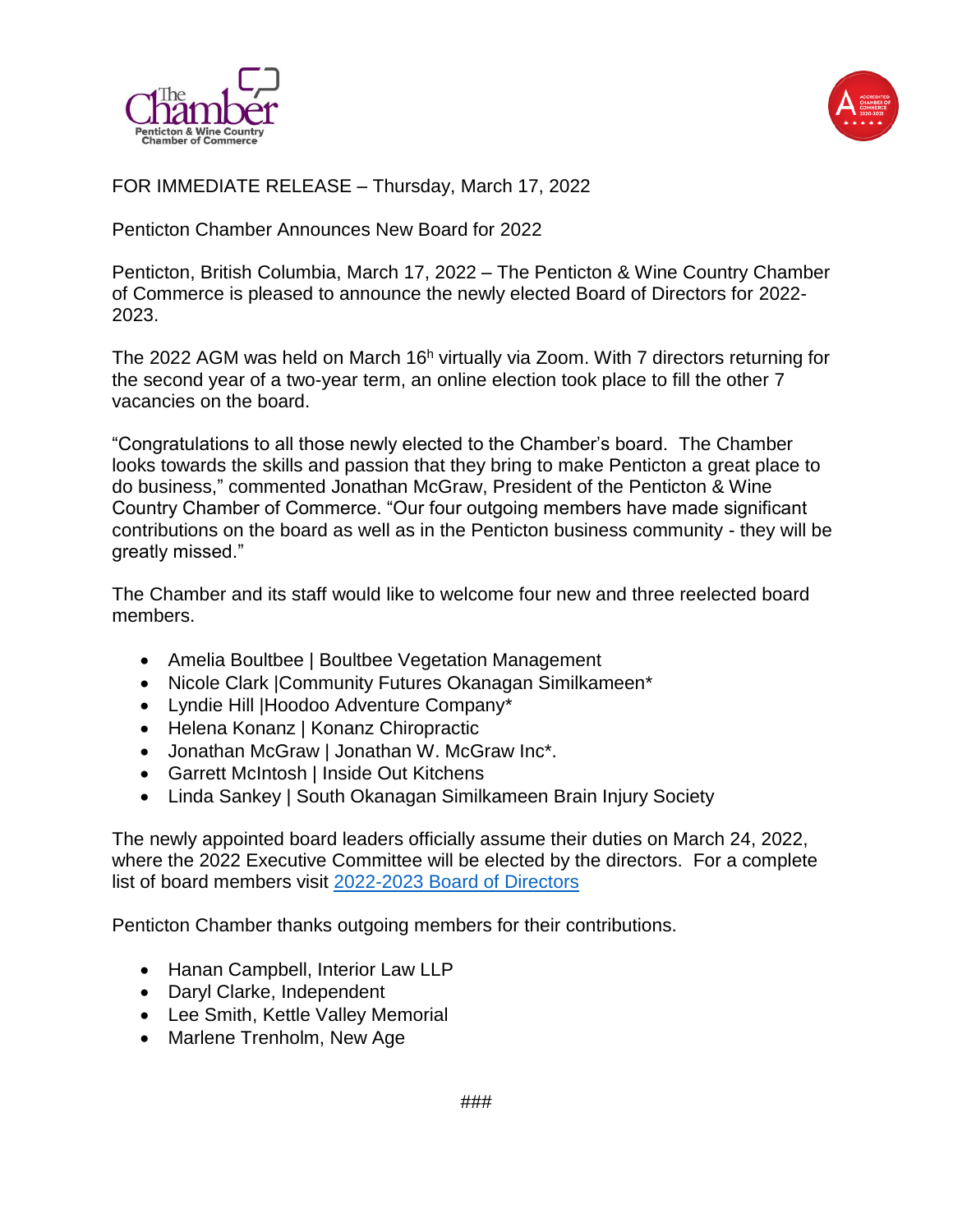FOR IMMEDIATE RELEASE – Thursday, March 17, 2022

Penticton Chamber Announces New Board for 2022

Penticton, British Columbia, March 17, 2022 – The Penticton & Wine Country Chamber of Commerce is pleased to announce the newly elected Board of Directors for 2022-2023.

The 2022 AGM was held on March 16h virtually via Zoom. With 7 directors returning for the second year of a two-year term, an online election took place to fill the other 7 vacancies on the board.

"Congratulations to all those newly elected to the Chamber's board. The Chamber looks towards the skills and passion that they bring to make Penticton a great place to do business," commented Jonathan McGraw, President of the Penticton & Wine Country Chamber of Commerce. "Our four outgoing members have made significant contributions on the board as well as in the Penticton business community - they will be greatly missed."

The Chamber and its staff would like to welcome four new and three reelected board members.

- Amelia Boultbee | Boultbee Vegetation Management
- Nicole Clark |Community Futures Okanagan Similkameen*
- Lyndie Hill |Hoodoo Adventure Company*
- Helena Konanz | Konanz Chiropractic
- Jonathan McGraw | Jonathan W. McGraw Inc*.
- Garrett McIntosh | Inside Out Kitchens
- Linda Sankey | South Okanagan Similkameen Brain Injury Society

The newly appointed board leaders officially assume their duties on March 24, 2022, where the 2022 Executive Committee will be elected by the directors. For a complete list of board members visit [2022-2023 Board of Directors]

Penticton Chamber thanks outgoing members for their contributions.

- Hanan Campbell, Interior Law LLP
- Daryl Clarke, Independent
- Lee Smith, Kettle Valley Memorial
- Marlene Trenholm, New Age

###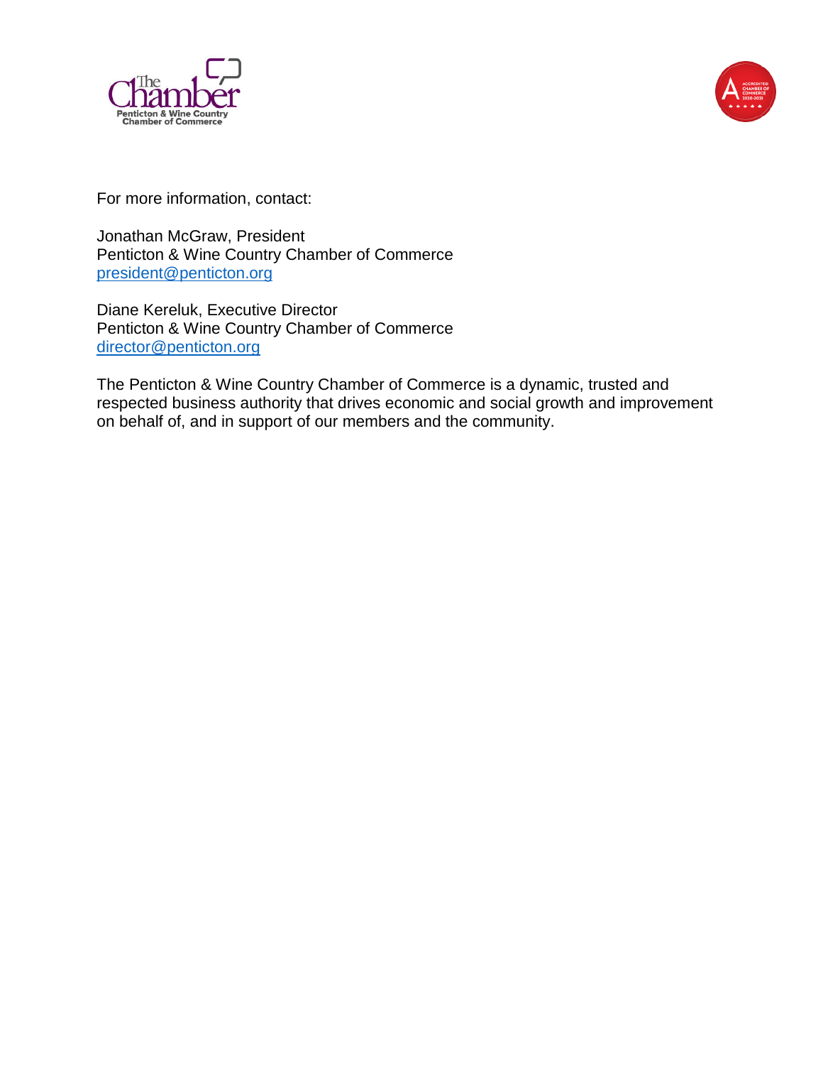For more information, contact:

Jonathan McGraw, President
Penticton & Wine Country Chamber of Commerce
president@penticton.org

Diane Kereluk, Executive Director
Penticton & Wine Country Chamber of Commerce
director@penticton.org

The Penticton & Wine Country Chamber of Commerce is a dynamic, trusted and respected business authority that drives economic and social growth and improvement on behalf of, and in support of our members and the community.